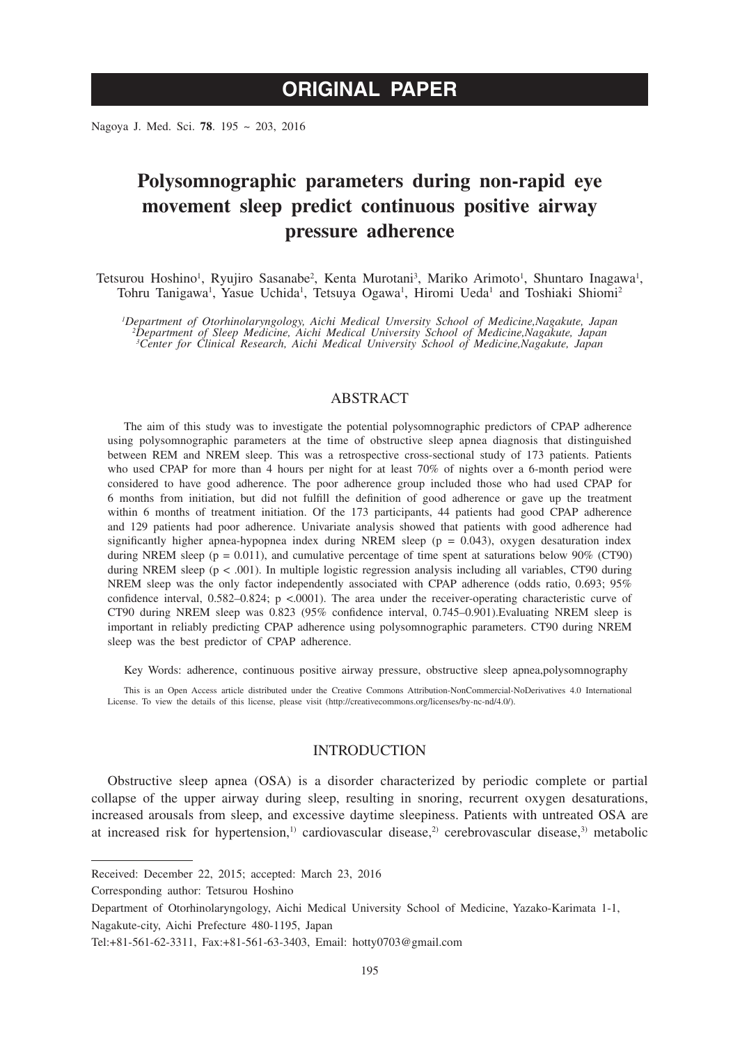ORIGINAL PAPER

# Polysomnographic parameters during non-rapid eye movement sleep predict continuous positive airway pressure adherence

Tetsurou Hoshino[1], Ryujiro Sasanabe[2], Kenta Murotani[3], Mariko Arimoto[1], Shuntaro Inagawa[1], Tohru Tanigawa[1], Yasue Uchida[1], Tetsuya Ogawa[1], Hiromi Ueda[1] and Toshiaki Shiomi[2]

*[1]Department of Otorhinolaryngology, Aichi Medical Unversity School of Medicine,Nagakute, Japan*
*[2]Department of Sleep Medicine, Aichi Medical University School of Medicine,Nagakute, Japan*
*[3]Center for Clinical Research, Aichi Medical University School of Medicine,Nagakute, Japan*

## ABSTRACT

The aim of this study was to investigate the potential polysomnographic predictors of CPAP adherence using polysomnographic parameters at the time of obstructive sleep apnea diagnosis that distinguished between REM and NREM sleep. This was a retrospective cross-sectional study of 173 patients. Patients who used CPAP for more than 4 hours per night for at least 70% of nights over a 6-month period were considered to have good adherence. The poor adherence group included those who had used CPAP for 6 months from initiation, but did not fulfill the definition of good adherence or gave up the treatment within 6 months of treatment initiation. Of the 173 participants, 44 patients had good CPAP adherence and 129 patients had poor adherence. Univariate analysis showed that patients with good adherence had significantly higher apnea-hypopnea index during NREM sleep ($p = 0.043$), oxygen desaturation index during NREM sleep ($p = 0.011$), and cumulative percentage of time spent at saturations below 90% (CT90) during NREM sleep ($p < .001$). In multiple logistic regression analysis including all variables, CT90 during NREM sleep was the only factor independently associated with CPAP adherence (odds ratio, 0.693; 95% confidence interval, 0.582–0.824; $p < .0001$). The area under the receiver-operating characteristic curve of CT90 during NREM sleep was 0.823 (95% confidence interval, 0.745–0.901).Evaluating NREM sleep is important in reliably predicting CPAP adherence using polysomnographic parameters. CT90 during NREM sleep was the best predictor of CPAP adherence.

Key Words: adherence, continuous positive airway pressure, obstructive sleep apnea,polysomnography

This is an Open Access article distributed under the Creative Commons Attribution-NonCommercial-NoDerivatives 4.0 International License. To view the details of this license, please visit (http://creativecommons.org/licenses/by-nc-nd/4.0/).

## INTRODUCTION

Obstructive sleep apnea (OSA) is a disorder characterized by periodic complete or partial collapse of the upper airway during sleep, resulting in snoring, recurrent oxygen desaturations, increased arousals from sleep, and excessive daytime sleepiness. Patients with untreated OSA are at increased risk for hypertension,[1)] cardiovascular disease,[2)] cerebrovascular disease,[3)] metabolic

---

Received: December 22, 2015; accepted: March 23, 2016

Corresponding author: Tetsurou Hoshino

Department of Otorhinolaryngology, Aichi Medical University School of Medicine, Yazako-Karimata 1-1, Nagakute-city, Aichi Prefecture 480-1195, Japan

Tel:+81-561-62-3311, Fax:+81-561-63-3403, Email: hotty0703@gmail.com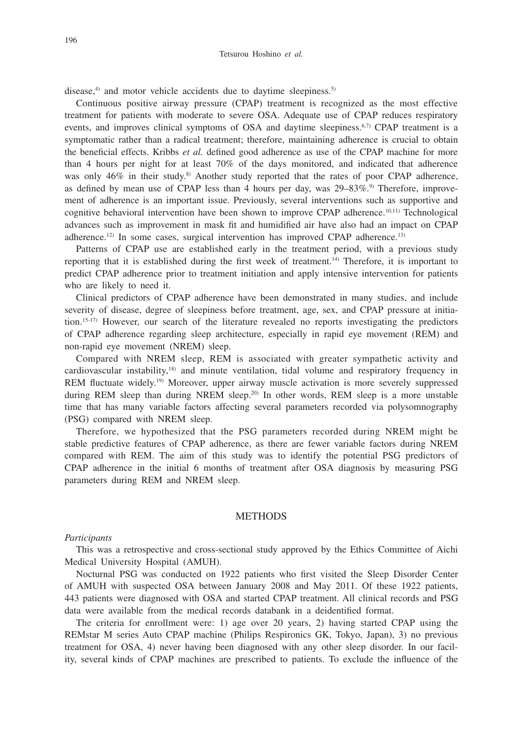disease,[4] and motor vehicle accidents due to daytime sleepiness.[5]

Continuous positive airway pressure (CPAP) treatment is recognized as the most effective treatment for patients with moderate to severe OSA. Adequate use of CPAP reduces respiratory events, and improves clinical symptoms of OSA and daytime sleepiness.[6,7] CPAP treatment is a symptomatic rather than a radical treatment; therefore, maintaining adherence is crucial to obtain the beneficial effects. Kribbs *et al.* defined good adherence as use of the CPAP machine for more than 4 hours per night for at least 70% of the days monitored, and indicated that adherence was only 46% in their study.[8] Another study reported that the rates of poor CPAP adherence, as defined by mean use of CPAP less than 4 hours per day, was 29–83%.[9] Therefore, improvement of adherence is an important issue. Previously, several interventions such as supportive and cognitive behavioral intervention have been shown to improve CPAP adherence.[10,11] Technological advances such as improvement in mask fit and humidified air have also had an impact on CPAP adherence.[12] In some cases, surgical intervention has improved CPAP adherence.[13]

Patterns of CPAP use are established early in the treatment period, with a previous study reporting that it is established during the first week of treatment.[14] Therefore, it is important to predict CPAP adherence prior to treatment initiation and apply intensive intervention for patients who are likely to need it.

Clinical predictors of CPAP adherence have been demonstrated in many studies, and include severity of disease, degree of sleepiness before treatment, age, sex, and CPAP pressure at initiation.[15-17] However, our search of the literature revealed no reports investigating the predictors of CPAP adherence regarding sleep architecture, especially in rapid eye movement (REM) and non-rapid eye movement (NREM) sleep.

Compared with NREM sleep, REM is associated with greater sympathetic activity and cardiovascular instability,[18] and minute ventilation, tidal volume and respiratory frequency in REM fluctuate widely.[19] Moreover, upper airway muscle activation is more severely suppressed during REM sleep than during NREM sleep.[20] In other words, REM sleep is a more unstable time that has many variable factors affecting several parameters recorded via polysomnography (PSG) compared with NREM sleep.

Therefore, we hypothesized that the PSG parameters recorded during NREM might be stable predictive features of CPAP adherence, as there are fewer variable factors during NREM compared with REM. The aim of this study was to identify the potential PSG predictors of CPAP adherence in the initial 6 months of treatment after OSA diagnosis by measuring PSG parameters during REM and NREM sleep.

## METHODS

*Participants*

This was a retrospective and cross-sectional study approved by the Ethics Committee of Aichi Medical University Hospital (AMUH).

Nocturnal PSG was conducted on 1922 patients who first visited the Sleep Disorder Center of AMUH with suspected OSA between January 2008 and May 2011. Of these 1922 patients, 443 patients were diagnosed with OSA and started CPAP treatment. All clinical records and PSG data were available from the medical records databank in a deidentified format.

The criteria for enrollment were: 1) age over 20 years, 2) having started CPAP using the REMstar M series Auto CPAP machine (Philips Respironics GK, Tokyo, Japan), 3) no previous treatment for OSA, 4) never having been diagnosed with any other sleep disorder. In our facility, several kinds of CPAP machines are prescribed to patients. To exclude the influence of the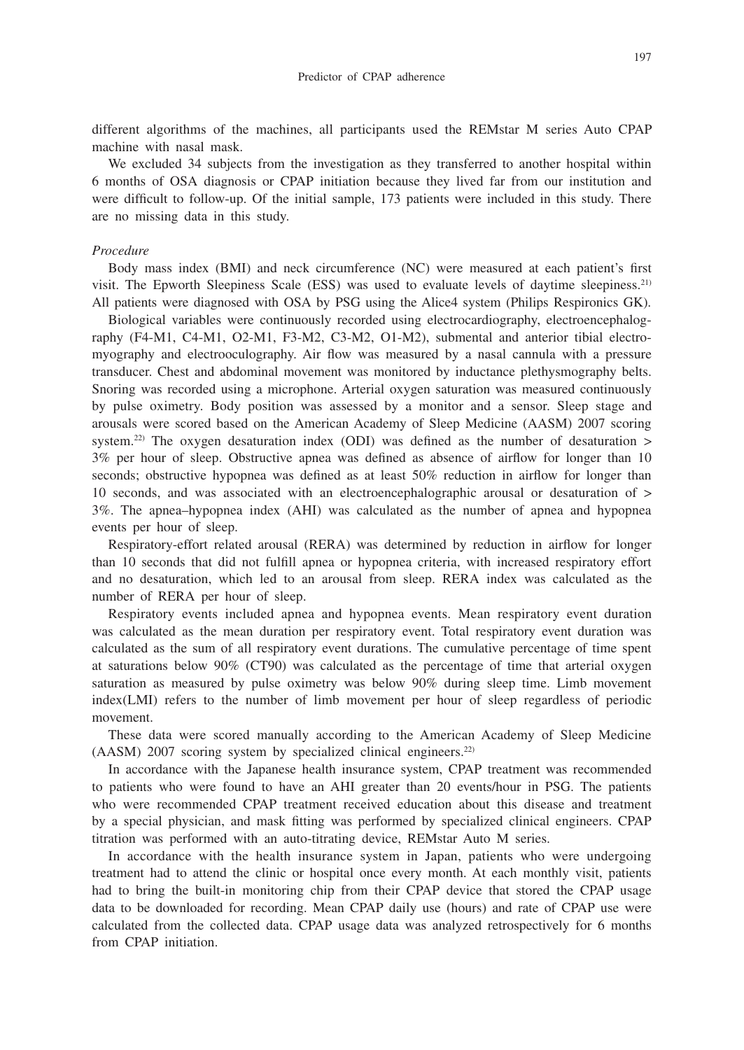different algorithms of the machines, all participants used the REMstar M series Auto CPAP machine with nasal mask.

We excluded 34 subjects from the investigation as they transferred to another hospital within 6 months of OSA diagnosis or CPAP initiation because they lived far from our institution and were difficult to follow-up. Of the initial sample, 173 patients were included in this study. There are no missing data in this study.

*Procedure*

Body mass index (BMI) and neck circumference (NC) were measured at each patient's first visit. The Epworth Sleepiness Scale (ESS) was used to evaluate levels of daytime sleepiness.[21] All patients were diagnosed with OSA by PSG using the Alice4 system (Philips Respironics GK).

Biological variables were continuously recorded using electrocardiography, electroencephalography (F4-M1, C4-M1, O2-M1, F3-M2, C3-M2, O1-M2), submental and anterior tibial electromyography and electrooculography. Air flow was measured by a nasal cannula with a pressure transducer. Chest and abdominal movement was monitored by inductance plethysmography belts. Snoring was recorded using a microphone. Arterial oxygen saturation was measured continuously by pulse oximetry. Body position was assessed by a monitor and a sensor. Sleep stage and arousals were scored based on the American Academy of Sleep Medicine (AASM) 2007 scoring system.[22] The oxygen desaturation index (ODI) was defined as the number of desaturation > 3% per hour of sleep. Obstructive apnea was defined as absence of airflow for longer than 10 seconds; obstructive hypopnea was defined as at least 50% reduction in airflow for longer than 10 seconds, and was associated with an electroencephalographic arousal or desaturation of > 3%. The apnea–hypopnea index (AHI) was calculated as the number of apnea and hypopnea events per hour of sleep.

Respiratory-effort related arousal (RERA) was determined by reduction in airflow for longer than 10 seconds that did not fulfill apnea or hypopnea criteria, with increased respiratory effort and no desaturation, which led to an arousal from sleep. RERA index was calculated as the number of RERA per hour of sleep.

Respiratory events included apnea and hypopnea events. Mean respiratory event duration was calculated as the mean duration per respiratory event. Total respiratory event duration was calculated as the sum of all respiratory event durations. The cumulative percentage of time spent at saturations below 90% (CT90) was calculated as the percentage of time that arterial oxygen saturation as measured by pulse oximetry was below 90% during sleep time. Limb movement index(LMI) refers to the number of limb movement per hour of sleep regardless of periodic movement.

These data were scored manually according to the American Academy of Sleep Medicine (AASM) 2007 scoring system by specialized clinical engineers.[22]

In accordance with the Japanese health insurance system, CPAP treatment was recommended to patients who were found to have an AHI greater than 20 events/hour in PSG. The patients who were recommended CPAP treatment received education about this disease and treatment by a special physician, and mask fitting was performed by specialized clinical engineers. CPAP titration was performed with an auto-titrating device, REMstar Auto M series.

In accordance with the health insurance system in Japan, patients who were undergoing treatment had to attend the clinic or hospital once every month. At each monthly visit, patients had to bring the built-in monitoring chip from their CPAP device that stored the CPAP usage data to be downloaded for recording. Mean CPAP daily use (hours) and rate of CPAP use were calculated from the collected data. CPAP usage data was analyzed retrospectively for 6 months from CPAP initiation.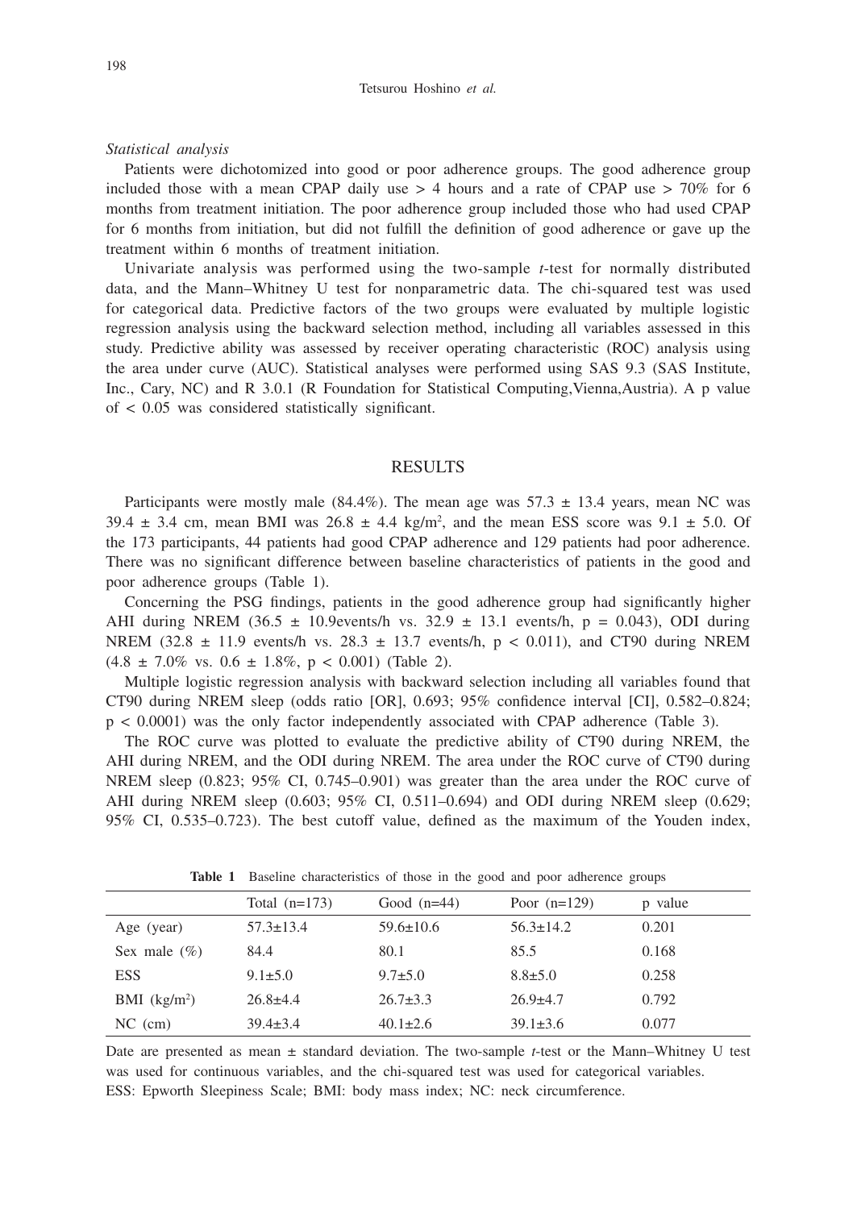*Statistical analysis*

Patients were dichotomized into good or poor adherence groups. The good adherence group included those with a mean CPAP daily use > 4 hours and a rate of CPAP use > 70% for 6 months from treatment initiation. The poor adherence group included those who had used CPAP for 6 months from initiation, but did not fulfill the definition of good adherence or gave up the treatment within 6 months of treatment initiation.

Univariate analysis was performed using the two-sample *t*-test for normally distributed data, and the Mann–Whitney U test for nonparametric data. The chi-squared test was used for categorical data. Predictive factors of the two groups were evaluated by multiple logistic regression analysis using the backward selection method, including all variables assessed in this study. Predictive ability was assessed by receiver operating characteristic (ROC) analysis using the area under curve (AUC). Statistical analyses were performed using SAS 9.3 (SAS Institute, Inc., Cary, NC) and R 3.0.1 (R Foundation for Statistical Computing,Vienna,Austria). A p value of < 0.05 was considered statistically significant.

## RESULTS

Participants were mostly male (84.4%). The mean age was 57.3 ± 13.4 years, mean NC was 39.4 ± 3.4 cm, mean BMI was 26.8 ± 4.4 kg/m$^2$, and the mean ESS score was 9.1 ± 5.0. Of the 173 participants, 44 patients had good CPAP adherence and 129 patients had poor adherence. There was no significant difference between baseline characteristics of patients in the good and poor adherence groups (Table 1).

Concerning the PSG findings, patients in the good adherence group had significantly higher AHI during NREM (36.5 ± 10.9events/h vs. 32.9 ± 13.1 events/h, p = 0.043), ODI during NREM (32.8 ± 11.9 events/h vs. 28.3 ± 13.7 events/h, p < 0.011), and CT90 during NREM (4.8 ± 7.0% vs. 0.6 ± 1.8%, p < 0.001) (Table 2).

Multiple logistic regression analysis with backward selection including all variables found that CT90 during NREM sleep (odds ratio [OR], 0.693; 95% confidence interval [CI], 0.582–0.824; p < 0.0001) was the only factor independently associated with CPAP adherence (Table 3).

The ROC curve was plotted to evaluate the predictive ability of CT90 during NREM, the AHI during NREM, and the ODI during NREM. The area under the ROC curve of CT90 during NREM sleep (0.823; 95% CI, 0.745–0.901) was greater than the area under the ROC curve of AHI during NREM sleep (0.603; 95% CI, 0.511–0.694) and ODI during NREM sleep (0.629; 95% CI, 0.535–0.723). The best cutoff value, defined as the maximum of the Youden index,

**Table 1** Baseline characteristics of those in the good and poor adherence groups

| | Total (n=173) | Good (n=44) | Poor (n=129) | p value |
|---|---|---|---|---|
| Age (year) | 57.3±13.4 | 59.6±10.6 | 56.3±14.2 | 0.201 |
| Sex male (%) | 84.4 | 80.1 | 85.5 | 0.168 |
| ESS | 9.1±5.0 | 9.7±5.0 | 8.8±5.0 | 0.258 |
| BMI (kg/m$^2$) | 26.8±4.4 | 26.7±3.3 | 26.9±4.7 | 0.792 |
| NC (cm) | 39.4±3.4 | 40.1±2.6 | 39.1±3.6 | 0.077 |

Date are presented as mean ± standard deviation. The two-sample *t*-test or the Mann–Whitney U test was used for continuous variables, and the chi-squared test was used for categorical variables.
ESS: Epworth Sleepiness Scale; BMI: body mass index; NC: neck circumference.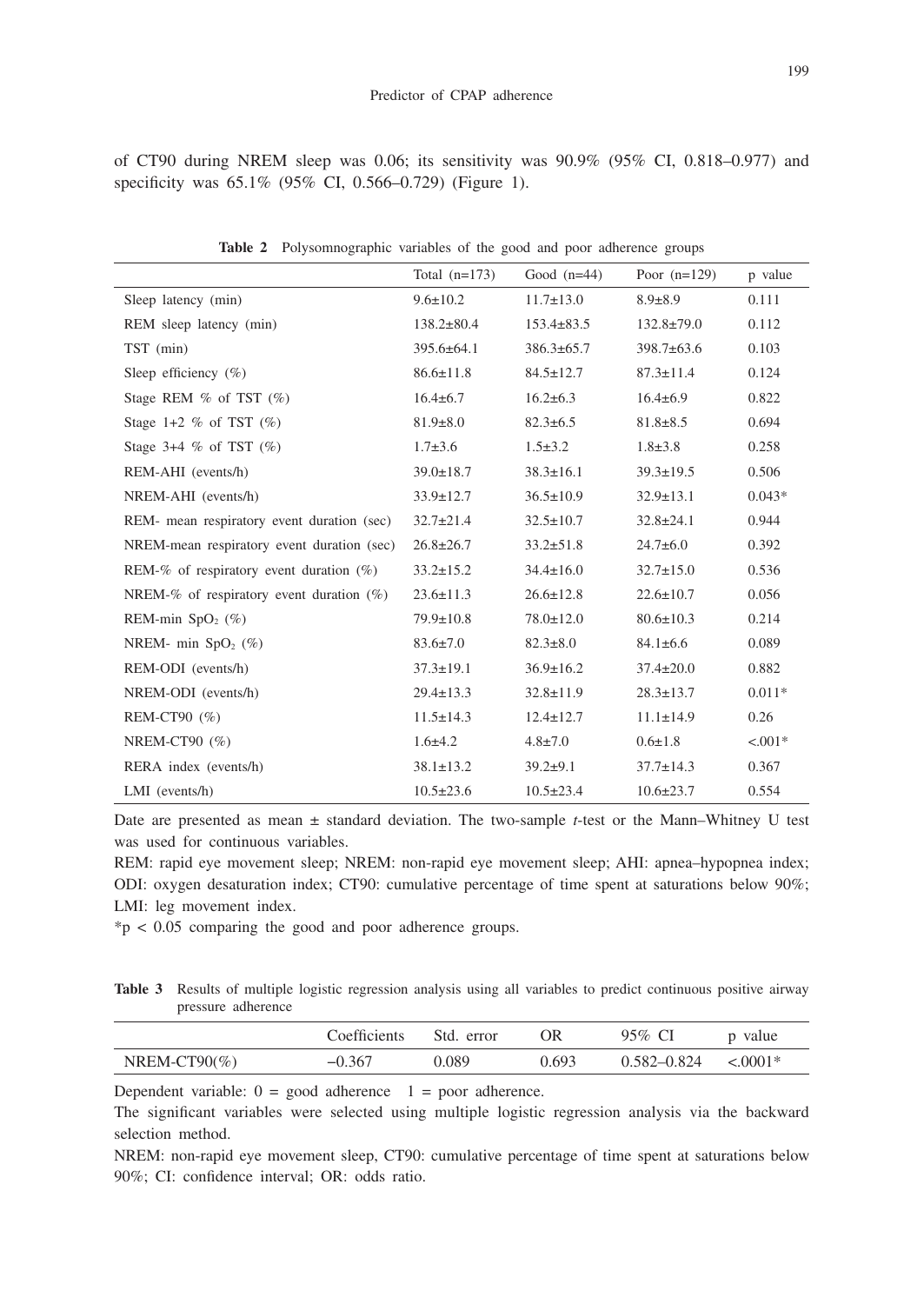of CT90 during NREM sleep was 0.06; its sensitivity was 90.9% (95% CI, 0.818–0.977) and specificity was 65.1% (95% CI, 0.566–0.729) (Figure 1).

**Table 2** Polysomnographic variables of the good and poor adherence groups

| | Total (n=173) | Good (n=44) | Poor (n=129) | p value |
|---|---|---|---|---|
| Sleep latency (min) | 9.6±10.2 | 11.7±13.0 | 8.9±8.9 | 0.111 |
| REM sleep latency (min) | 138.2±80.4 | 153.4±83.5 | 132.8±79.0 | 0.112 |
| TST (min) | 395.6±64.1 | 386.3±65.7 | 398.7±63.6 | 0.103 |
| Sleep efficiency (%) | 86.6±11.8 | 84.5±12.7 | 87.3±11.4 | 0.124 |
| Stage REM % of TST (%) | 16.4±6.7 | 16.2±6.3 | 16.4±6.9 | 0.822 |
| Stage 1+2 % of TST (%) | 81.9±8.0 | 82.3±6.5 | 81.8±8.5 | 0.694 |
| Stage 3+4 % of TST (%) | 1.7±3.6 | 1.5±3.2 | 1.8±3.8 | 0.258 |
| REM-AHI (events/h) | 39.0±18.7 | 38.3±16.1 | 39.3±19.5 | 0.506 |
| NREM-AHI (events/h) | 33.9±12.7 | 36.5±10.9 | 32.9±13.1 | 0.043* |
| REM- mean respiratory event duration (sec) | 32.7±21.4 | 32.5±10.7 | 32.8±24.1 | 0.944 |
| NREM-mean respiratory event duration (sec) | 26.8±26.7 | 33.2±51.8 | 24.7±6.0 | 0.392 |
| REM-% of respiratory event duration (%) | 33.2±15.2 | 34.4±16.0 | 32.7±15.0 | 0.536 |
| NREM-% of respiratory event duration (%) | 23.6±11.3 | 26.6±12.8 | 22.6±10.7 | 0.056 |
| REM-min $SpO_2$ (%) | 79.9±10.8 | 78.0±12.0 | 80.6±10.3 | 0.214 |
| NREM- min $SpO_2$ (%) | 83.6±7.0 | 82.3±8.0 | 84.1±6.6 | 0.089 |
| REM-ODI (events/h) | 37.3±19.1 | 36.9±16.2 | 37.4±20.0 | 0.882 |
| NREM-ODI (events/h) | 29.4±13.3 | 32.8±11.9 | 28.3±13.7 | 0.011* |
| REM-CT90 (%) | 11.5±14.3 | 12.4±12.7 | 11.1±14.9 | 0.26 |
| NREM-CT90 (%) | 1.6±4.2 | 4.8±7.0 | 0.6±1.8 | <.001* |
| RERA index (events/h) | 38.1±13.2 | 39.2±9.1 | 37.7±14.3 | 0.367 |
| LMI (events/h) | 10.5±23.6 | 10.5±23.4 | 10.6±23.7 | 0.554 |

Date are presented as mean ± standard deviation. The two-sample *t*-test or the Mann–Whitney U test was used for continuous variables.

REM: rapid eye movement sleep; NREM: non-rapid eye movement sleep; AHI: apnea–hypopnea index; ODI: oxygen desaturation index; CT90: cumulative percentage of time spent at saturations below 90%; LMI: leg movement index.

*p < 0.05 comparing the good and poor adherence groups.

**Table 3** Results of multiple logistic regression analysis using all variables to predict continuous positive airway pressure adherence

| | Coefficients | Std. error | OR | 95% CI | p value |
|---|---|---|---|---|---|
| NREM-CT90(%) | −0.367 | 0.089 | 0.693 | 0.582–0.824 | <.0001* |

Dependent variable: 0 = good adherence   1 = poor adherence.

The significant variables were selected using multiple logistic regression analysis via the backward selection method.

NREM: non-rapid eye movement sleep, CT90: cumulative percentage of time spent at saturations below 90%; CI: confidence interval; OR: odds ratio.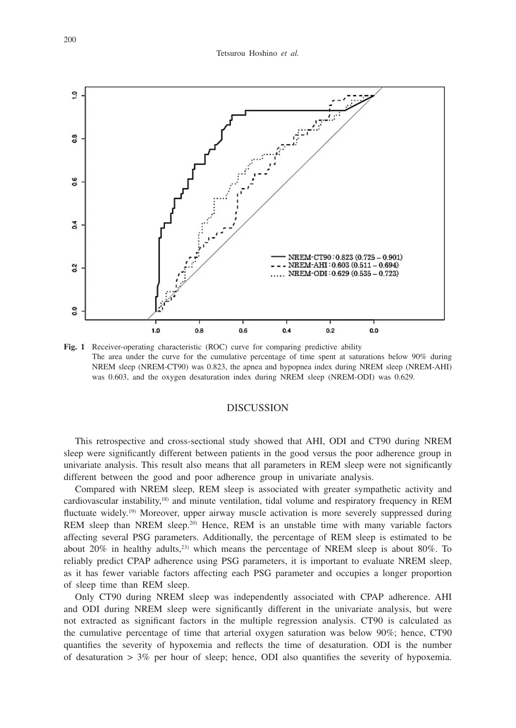**Fig. 1** Receiver-operating characteristic (ROC) curve for comparing predictive ability
The area under the curve for the cumulative percentage of time spent at saturations below 90% during NREM sleep (NREM-CT90) was 0.823, the apnea and hypopnea index during NREM sleep (NREM-AHI) was 0.603, and the oxygen desaturation index during NREM sleep (NREM-ODI) was 0.629.

## DISCUSSION

This retrospective and cross-sectional study showed that AHI, ODI and CT90 during NREM sleep were significantly different between patients in the good versus the poor adherence group in univariate analysis. This result also means that all parameters in REM sleep were not significantly different between the good and poor adherence group in univariate analysis.

Compared with NREM sleep, REM sleep is associated with greater sympathetic activity and cardiovascular instability,[18] and minute ventilation, tidal volume and respiratory frequency in REM fluctuate widely.[19] Moreover, upper airway muscle activation is more severely suppressed during REM sleep than NREM sleep.[20] Hence, REM is an unstable time with many variable factors affecting several PSG parameters. Additionally, the percentage of REM sleep is estimated to be about 20% in healthy adults,[23] which means the percentage of NREM sleep is about 80%. To reliably predict CPAP adherence using PSG parameters, it is important to evaluate NREM sleep, as it has fewer variable factors affecting each PSG parameter and occupies a longer proportion of sleep time than REM sleep.

Only CT90 during NREM sleep was independently associated with CPAP adherence. AHI and ODI during NREM sleep were significantly different in the univariate analysis, but were not extracted as significant factors in the multiple regression analysis. CT90 is calculated as the cumulative percentage of time that arterial oxygen saturation was below 90%; hence, CT90 quantifies the severity of hypoxemia and reflects the time of desaturation. ODI is the number of desaturation > 3% per hour of sleep; hence, ODI also quantifies the severity of hypoxemia.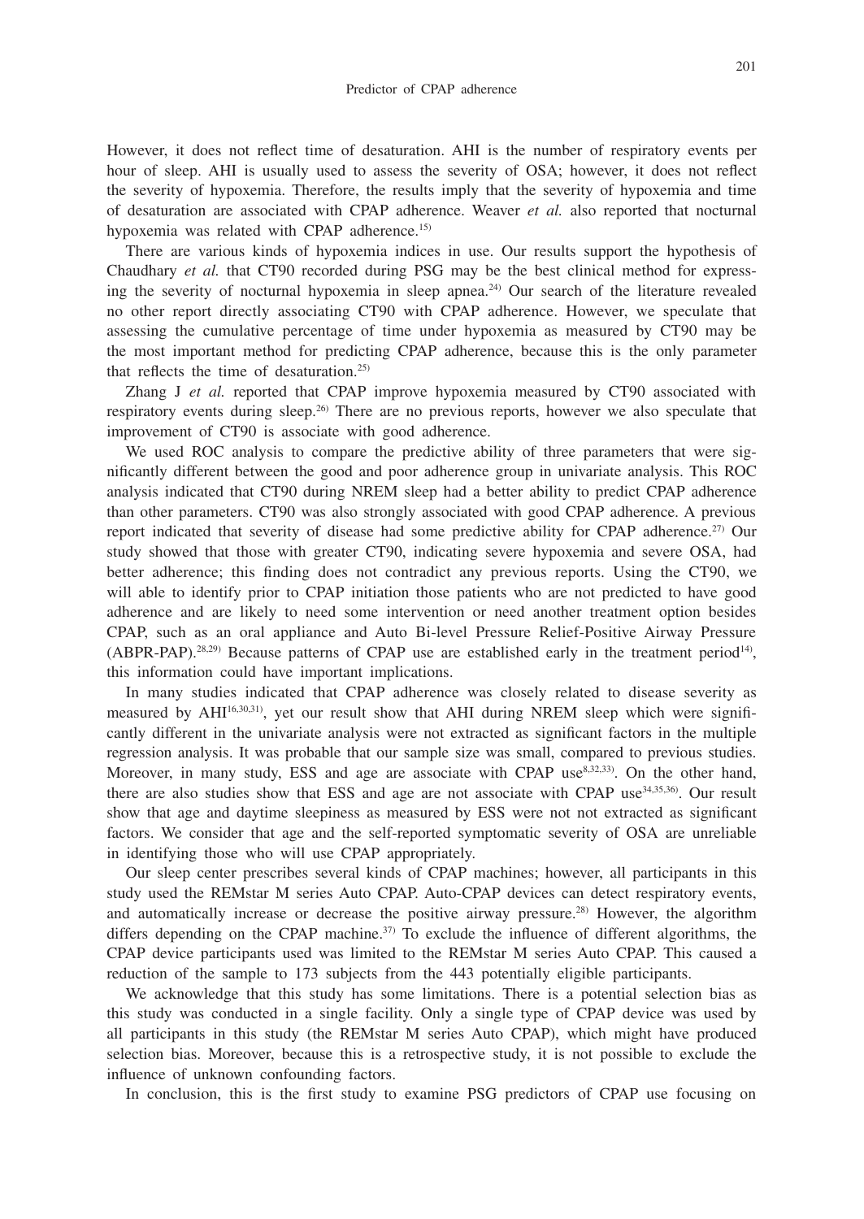However, it does not reflect time of desaturation. AHI is the number of respiratory events per hour of sleep. AHI is usually used to assess the severity of OSA; however, it does not reflect the severity of hypoxemia. Therefore, the results imply that the severity of hypoxemia and time of desaturation are associated with CPAP adherence. Weaver *et al.* also reported that nocturnal hypoxemia was related with CPAP adherence.[15]

There are various kinds of hypoxemia indices in use. Our results support the hypothesis of Chaudhary *et al.* that CT90 recorded during PSG may be the best clinical method for expressing the severity of nocturnal hypoxemia in sleep apnea.[24] Our search of the literature revealed no other report directly associating CT90 with CPAP adherence. However, we speculate that assessing the cumulative percentage of time under hypoxemia as measured by CT90 may be the most important method for predicting CPAP adherence, because this is the only parameter that reflects the time of desaturation.[25]

Zhang J *et al.* reported that CPAP improve hypoxemia measured by CT90 associated with respiratory events during sleep.[26] There are no previous reports, however we also speculate that improvement of CT90 is associate with good adherence.

We used ROC analysis to compare the predictive ability of three parameters that were significantly different between the good and poor adherence group in univariate analysis. This ROC analysis indicated that CT90 during NREM sleep had a better ability to predict CPAP adherence than other parameters. CT90 was also strongly associated with good CPAP adherence. A previous report indicated that severity of disease had some predictive ability for CPAP adherence.[27] Our study showed that those with greater CT90, indicating severe hypoxemia and severe OSA, had better adherence; this finding does not contradict any previous reports. Using the CT90, we will able to identify prior to CPAP initiation those patients who are not predicted to have good adherence and are likely to need some intervention or need another treatment option besides CPAP, such as an oral appliance and Auto Bi-level Pressure Relief-Positive Airway Pressure (ABPR-PAP).[28,29] Because patterns of CPAP use are established early in the treatment period[14], this information could have important implications.

In many studies indicated that CPAP adherence was closely related to disease severity as measured by AHI[16,30,31], yet our result show that AHI during NREM sleep which were significantly different in the univariate analysis were not extracted as significant factors in the multiple regression analysis. It was probable that our sample size was small, compared to previous studies. Moreover, in many study, ESS and age are associate with CPAP use[8,32,33]. On the other hand, there are also studies show that ESS and age are not associate with CPAP use[34,35,36]. Our result show that age and daytime sleepiness as measured by ESS were not not extracted as significant factors. We consider that age and the self-reported symptomatic severity of OSA are unreliable in identifying those who will use CPAP appropriately.

Our sleep center prescribes several kinds of CPAP machines; however, all participants in this study used the REMstar M series Auto CPAP. Auto-CPAP devices can detect respiratory events, and automatically increase or decrease the positive airway pressure.[28] However, the algorithm differs depending on the CPAP machine.[37] To exclude the influence of different algorithms, the CPAP device participants used was limited to the REMstar M series Auto CPAP. This caused a reduction of the sample to 173 subjects from the 443 potentially eligible participants.

We acknowledge that this study has some limitations. There is a potential selection bias as this study was conducted in a single facility. Only a single type of CPAP device was used by all participants in this study (the REMstar M series Auto CPAP), which might have produced selection bias. Moreover, because this is a retrospective study, it is not possible to exclude the influence of unknown confounding factors.

In conclusion, this is the first study to examine PSG predictors of CPAP use focusing on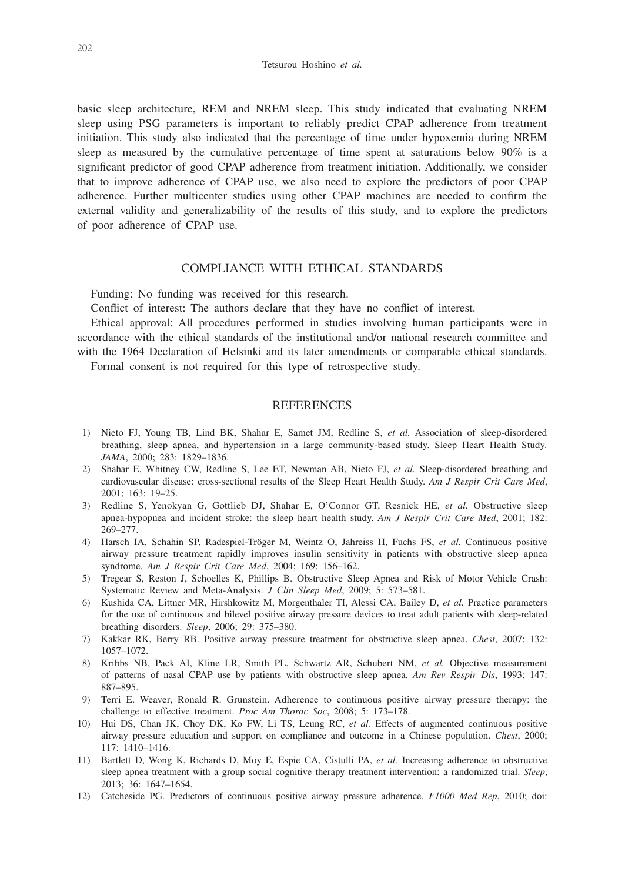basic sleep architecture, REM and NREM sleep. This study indicated that evaluating NREM sleep using PSG parameters is important to reliably predict CPAP adherence from treatment initiation. This study also indicated that the percentage of time under hypoxemia during NREM sleep as measured by the cumulative percentage of time spent at saturations below 90% is a significant predictor of good CPAP adherence from treatment initiation. Additionally, we consider that to improve adherence of CPAP use, we also need to explore the predictors of poor CPAP adherence. Further multicenter studies using other CPAP machines are needed to confirm the external validity and generalizability of the results of this study, and to explore the predictors of poor adherence of CPAP use.

## COMPLIANCE WITH ETHICAL STANDARDS

Funding: No funding was received for this research.

Conflict of interest: The authors declare that they have no conflict of interest.

Ethical approval: All procedures performed in studies involving human participants were in accordance with the ethical standards of the institutional and/or national research committee and with the 1964 Declaration of Helsinki and its later amendments or comparable ethical standards.

Formal consent is not required for this type of retrospective study.

## REFERENCES

1) Nieto FJ, Young TB, Lind BK, Shahar E, Samet JM, Redline S, *et al.* Association of sleep-disordered breathing, sleep apnea, and hypertension in a large community-based study. Sleep Heart Health Study. *JAMA*, 2000; 283: 1829–1836.
2) Shahar E, Whitney CW, Redline S, Lee ET, Newman AB, Nieto FJ, *et al.* Sleep-disordered breathing and cardiovascular disease: cross-sectional results of the Sleep Heart Health Study. *Am J Respir Crit Care Med*, 2001; 163: 19–25.
3) Redline S, Yenokyan G, Gottlieb DJ, Shahar E, O'Connor GT, Resnick HE, *et al.* Obstructive sleep apnea-hypopnea and incident stroke: the sleep heart health study. *Am J Respir Crit Care Med*, 2001; 182: 269–277.
4) Harsch IA, Schahin SP, Radespiel-Tröger M, Weintz O, Jahreiss H, Fuchs FS, *et al.* Continuous positive airway pressure treatment rapidly improves insulin sensitivity in patients with obstructive sleep apnea syndrome. *Am J Respir Crit Care Med*, 2004; 169: 156–162.
5) Tregear S, Reston J, Schoelles K, Phillips B. Obstructive Sleep Apnea and Risk of Motor Vehicle Crash: Systematic Review and Meta-Analysis. *J Clin Sleep Med*, 2009; 5: 573–581.
6) Kushida CA, Littner MR, Hirshkowitz M, Morgenthaler TI, Alessi CA, Bailey D, *et al.* Practice parameters for the use of continuous and bilevel positive airway pressure devices to treat adult patients with sleep-related breathing disorders. *Sleep*, 2006; 29: 375–380.
7) Kakkar RK, Berry RB. Positive airway pressure treatment for obstructive sleep apnea. *Chest*, 2007; 132: 1057–1072.
8) Kribbs NB, Pack AI, Kline LR, Smith PL, Schwartz AR, Schubert NM, *et al.* Objective measurement of patterns of nasal CPAP use by patients with obstructive sleep apnea. *Am Rev Respir Dis*, 1993; 147: 887–895.
9) Terri E. Weaver, Ronald R. Grunstein. Adherence to continuous positive airway pressure therapy: the challenge to effective treatment. *Proc Am Thorac Soc*, 2008; 5: 173–178.
10) Hui DS, Chan JK, Choy DK, Ko FW, Li TS, Leung RC, *et al.* Effects of augmented continuous positive airway pressure education and support on compliance and outcome in a Chinese population. *Chest*, 2000; 117: 1410–1416.
11) Bartlett D, Wong K, Richards D, Moy E, Espie CA, Cistulli PA, *et al.* Increasing adherence to obstructive sleep apnea treatment with a group social cognitive therapy treatment intervention: a randomized trial. *Sleep*, 2013; 36: 1647–1654.
12) Catcheside PG. Predictors of continuous positive airway pressure adherence. *F1000 Med Rep*, 2010; doi: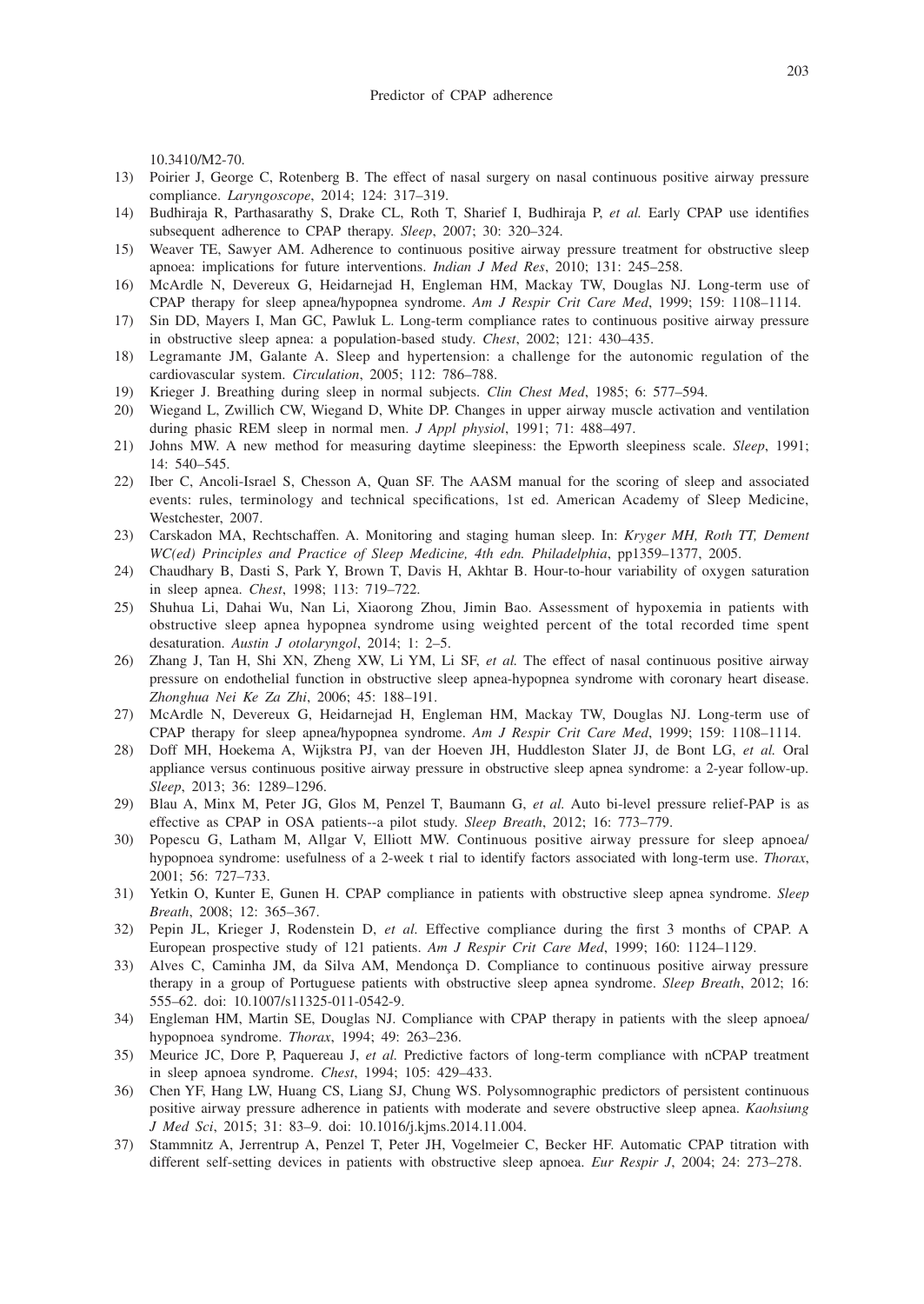10.3410/M2-70.

13) Poirier J, George C, Rotenberg B. The effect of nasal surgery on nasal continuous positive airway pressure compliance. *Laryngoscope*, 2014; 124: 317–319.
14) Budhiraja R, Parthasarathy S, Drake CL, Roth T, Sharief I, Budhiraja P, *et al.* Early CPAP use identifies subsequent adherence to CPAP therapy. *Sleep*, 2007; 30: 320–324.
15) Weaver TE, Sawyer AM. Adherence to continuous positive airway pressure treatment for obstructive sleep apnoea: implications for future interventions. *Indian J Med Res*, 2010; 131: 245–258.
16) McArdle N, Devereux G, Heidarnejad H, Engleman HM, Mackay TW, Douglas NJ. Long-term use of CPAP therapy for sleep apnea/hypopnea syndrome. *Am J Respir Crit Care Med*, 1999; 159: 1108–1114.
17) Sin DD, Mayers I, Man GC, Pawluk L. Long-term compliance rates to continuous positive airway pressure in obstructive sleep apnea: a population-based study. *Chest*, 2002; 121: 430–435.
18) Legramante JM, Galante A. Sleep and hypertension: a challenge for the autonomic regulation of the cardiovascular system. *Circulation*, 2005; 112: 786–788.
19) Krieger J. Breathing during sleep in normal subjects. *Clin Chest Med*, 1985; 6: 577–594.
20) Wiegand L, Zwillich CW, Wiegand D, White DP. Changes in upper airway muscle activation and ventilation during phasic REM sleep in normal men. *J Appl physiol*, 1991; 71: 488–497.
21) Johns MW. A new method for measuring daytime sleepiness: the Epworth sleepiness scale. *Sleep*, 1991; 14: 540–545.
22) Iber C, Ancoli-Israel S, Chesson A, Quan SF. The AASM manual for the scoring of sleep and associated events: rules, terminology and technical specifications, 1st ed. American Academy of Sleep Medicine, Westchester, 2007.
23) Carskadon MA, Rechtschaffen. A. Monitoring and staging human sleep. In: *Kryger MH, Roth TT, Dement WC(ed) Principles and Practice of Sleep Medicine, 4th edn. Philadelphia*, pp1359–1377, 2005.
24) Chaudhary B, Dasti S, Park Y, Brown T, Davis H, Akhtar B. Hour-to-hour variability of oxygen saturation in sleep apnea. *Chest*, 1998; 113: 719–722.
25) Shuhua Li, Dahai Wu, Nan Li, Xiaorong Zhou, Jimin Bao. Assessment of hypoxemia in patients with obstructive sleep apnea hypopnea syndrome using weighted percent of the total recorded time spent desaturation. *Austin J otolaryngol*, 2014; 1: 2–5.
26) Zhang J, Tan H, Shi XN, Zheng XW, Li YM, Li SF, *et al.* The effect of nasal continuous positive airway pressure on endothelial function in obstructive sleep apnea-hypopnea syndrome with coronary heart disease. *Zhonghua Nei Ke Za Zhi*, 2006; 45: 188–191.
27) McArdle N, Devereux G, Heidarnejad H, Engleman HM, Mackay TW, Douglas NJ. Long-term use of CPAP therapy for sleep apnea/hypopnea syndrome. *Am J Respir Crit Care Med*, 1999; 159: 1108–1114.
28) Doff MH, Hoekema A, Wijkstra PJ, van der Hoeven JH, Huddleston Slater JJ, de Bont LG, *et al.* Oral appliance versus continuous positive airway pressure in obstructive sleep apnea syndrome: a 2-year follow-up. *Sleep*, 2013; 36: 1289–1296.
29) Blau A, Minx M, Peter JG, Glos M, Penzel T, Baumann G, *et al.* Auto bi-level pressure relief-PAP is as effective as CPAP in OSA patients--a pilot study. *Sleep Breath*, 2012; 16: 773–779.
30) Popescu G, Latham M, Allgar V, Elliott MW. Continuous positive airway pressure for sleep apnoea/ hypopnoea syndrome: usefulness of a 2-week t rial to identify factors associated with long-term use. *Thorax*, 2001; 56: 727–733.
31) Yetkin O, Kunter E, Gunen H. CPAP compliance in patients with obstructive sleep apnea syndrome. *Sleep Breath*, 2008; 12: 365–367.
32) Pepin JL, Krieger J, Rodenstein D, *et al.* Effective compliance during the first 3 months of CPAP. A European prospective study of 121 patients. *Am J Respir Crit Care Med*, 1999; 160: 1124–1129.
33) Alves C, Caminha JM, da Silva AM, Mendonça D. Compliance to continuous positive airway pressure therapy in a group of Portuguese patients with obstructive sleep apnea syndrome. *Sleep Breath*, 2012; 16: 555–62. doi: 10.1007/s11325-011-0542-9.
34) Engleman HM, Martin SE, Douglas NJ. Compliance with CPAP therapy in patients with the sleep apnoea/ hypopnoea syndrome. *Thorax*, 1994; 49: 263–236.
35) Meurice JC, Dore P, Paquereau J, *et al.* Predictive factors of long-term compliance with nCPAP treatment in sleep apnoea syndrome. *Chest*, 1994; 105: 429–433.
36) Chen YF, Hang LW, Huang CS, Liang SJ, Chung WS. Polysomnographic predictors of persistent continuous positive airway pressure adherence in patients with moderate and severe obstructive sleep apnea. *Kaohsiung J Med Sci*, 2015; 31: 83–9. doi: 10.1016/j.kjms.2014.11.004.
37) Stammnitz A, Jerrentrup A, Penzel T, Peter JH, Vogelmeier C, Becker HF. Automatic CPAP titration with different self-setting devices in patients with obstructive sleep apnoea. *Eur Respir J*, 2004; 24: 273–278.